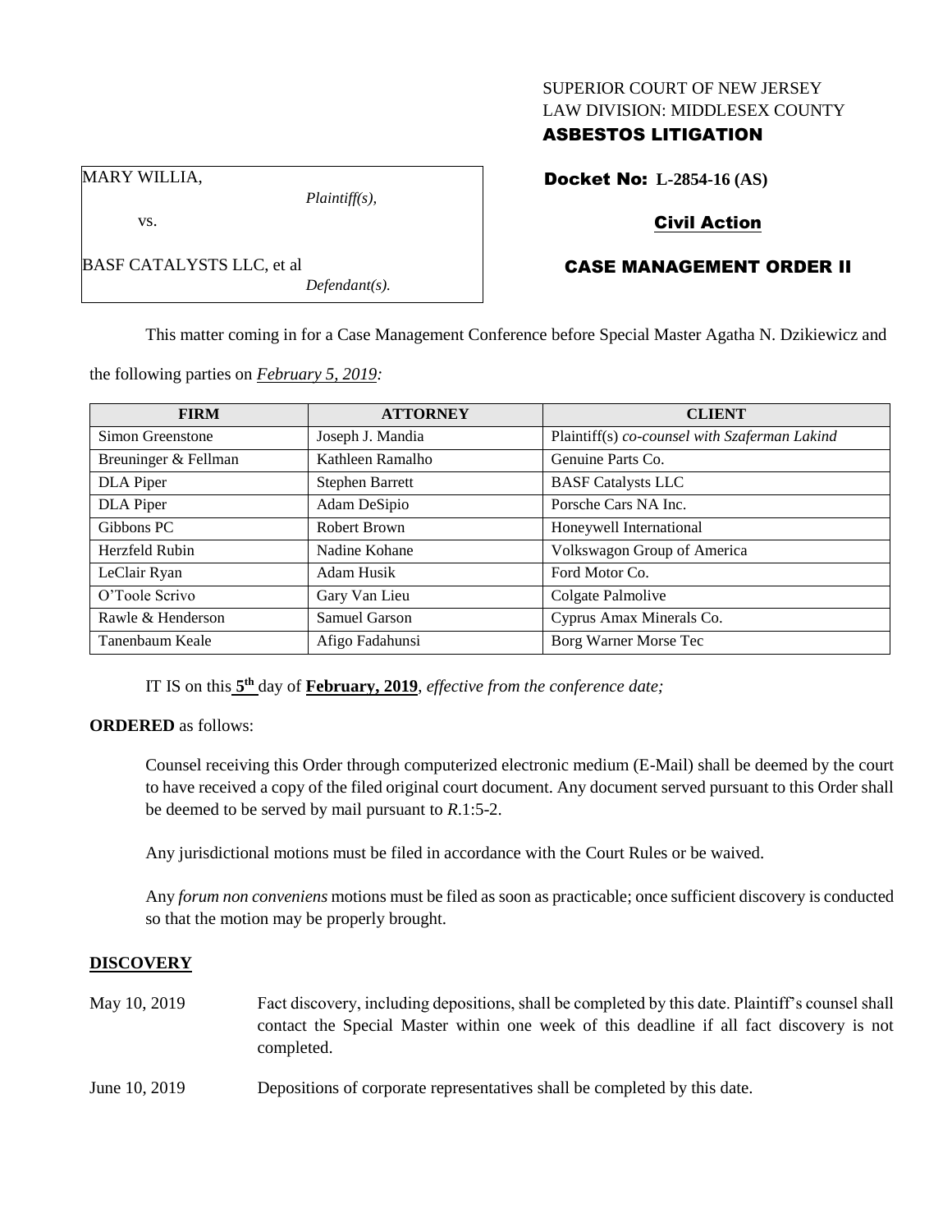SUPERIOR COURT OF NEW JERSEY
LAW DIVISION: MIDDLESEX COUNTY
**ASBESTOS LITIGATION**

MARY WILLIA,
*Plaintiff(s),*
vs.
BASF CATALYSTS LLC, et al
*Defendant(s).*

**Docket No: L-2854-16 (AS)**

**Civil Action**

**CASE MANAGEMENT ORDER II**

This matter coming in for a Case Management Conference before Special Master Agatha N. Dzikiewicz and the following parties on *February 5, 2019:*

| FIRM | ATTORNEY | CLIENT |
|---|---|---|
| Simon Greenstone | Joseph J. Mandia | Plaintiff(s) *co-counsel with Szaferman Lakind* |
| Breuninger & Fellman | Kathleen Ramalho | Genuine Parts Co. |
| DLA Piper | Stephen Barrett | BASF Catalysts LLC |
| DLA Piper | Adam DeSipio | Porsche Cars NA Inc. |
| Gibbons PC | Robert Brown | Honeywell International |
| Herzfeld Rubin | Nadine Kohane | Volkswagon Group of America |
| LeClair Ryan | Adam Husik | Ford Motor Co. |
| O'Toole Scrivo | Gary Van Lieu | Colgate Palmolive |
| Rawle & Henderson | Samuel Garson | Cyprus Amax Minerals Co. |
| Tanenbaum Keale | Afigo Fadahunsi | Borg Warner Morse Tec |

IT IS on this **5th** day of **February, 2019**, *effective from the conference date;*

**ORDERED** as follows:

Counsel receiving this Order through computerized electronic medium (E-Mail) shall be deemed by the court to have received a copy of the filed original court document. Any document served pursuant to this Order shall be deemed to be served by mail pursuant to *R*.1:5-2.

Any jurisdictional motions must be filed in accordance with the Court Rules or be waived.

Any *forum non conveniens* motions must be filed as soon as practicable; once sufficient discovery is conducted so that the motion may be properly brought.

**DISCOVERY**

May 10, 2019 — Fact discovery, including depositions, shall be completed by this date. Plaintiff's counsel shall contact the Special Master within one week of this deadline if all fact discovery is not completed.

June 10, 2019 — Depositions of corporate representatives shall be completed by this date.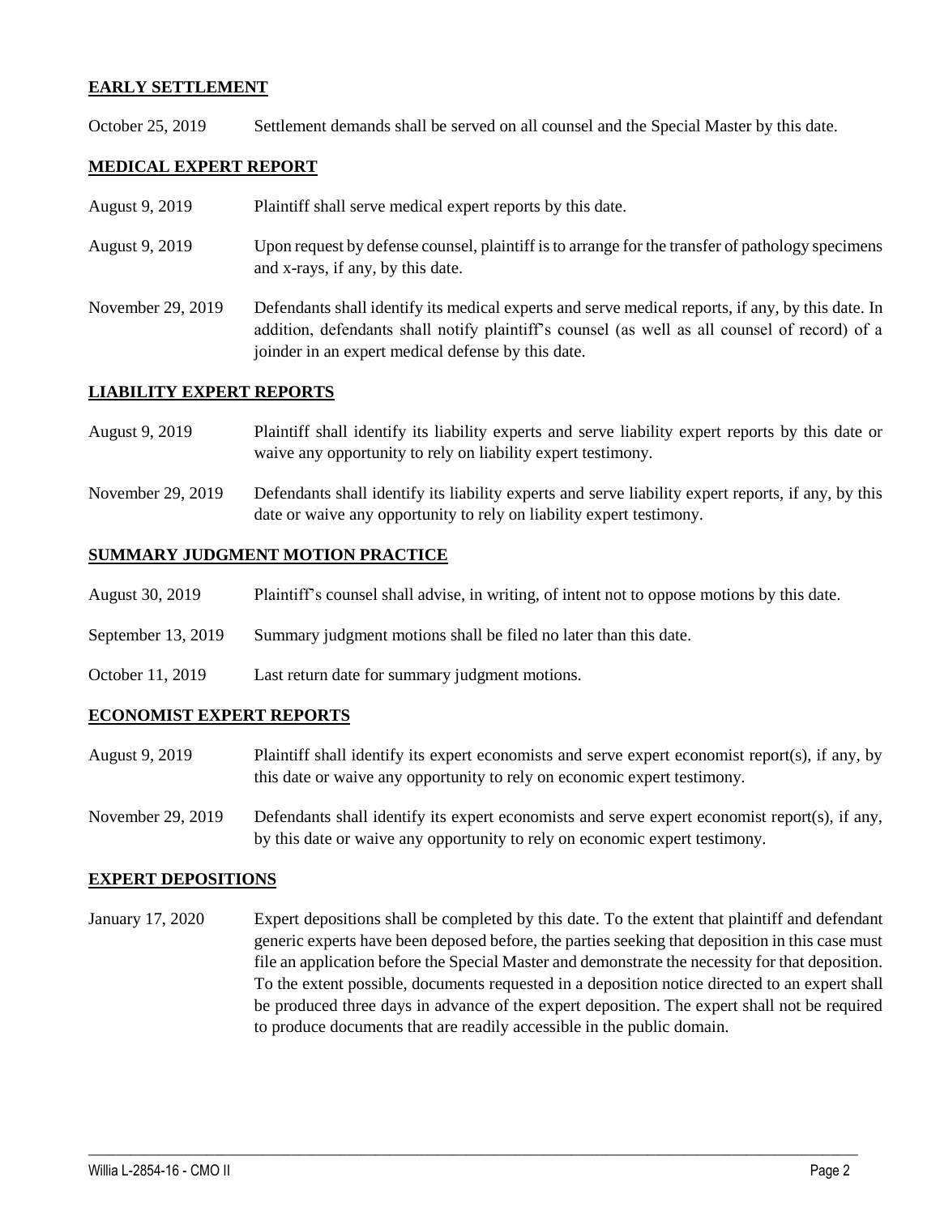## **EARLY SETTLEMENT**

October 25, 2019 Settlement demands shall be served on all counsel and the Special Master by this date.

## **MEDICAL EXPERT REPORT**

August 9, 2019 Plaintiff shall serve medical expert reports by this date.

August 9, 2019 Upon request by defense counsel, plaintiff is to arrange for the transfer of pathology specimens and x-rays, if any, by this date.

November 29, 2019 Defendants shall identify its medical experts and serve medical reports, if any, by this date. In addition, defendants shall notify plaintiff's counsel (as well as all counsel of record) of a joinder in an expert medical defense by this date.

## **LIABILITY EXPERT REPORTS**

August 9, 2019 Plaintiff shall identify its liability experts and serve liability expert reports by this date or waive any opportunity to rely on liability expert testimony.

November 29, 2019 Defendants shall identify its liability experts and serve liability expert reports, if any, by this date or waive any opportunity to rely on liability expert testimony.

## **SUMMARY JUDGMENT MOTION PRACTICE**

August 30, 2019 Plaintiff's counsel shall advise, in writing, of intent not to oppose motions by this date.

September 13, 2019 Summary judgment motions shall be filed no later than this date.

October 11, 2019 Last return date for summary judgment motions.

## **ECONOMIST EXPERT REPORTS**

August 9, 2019 Plaintiff shall identify its expert economists and serve expert economist report(s), if any, by this date or waive any opportunity to rely on economic expert testimony.

November 29, 2019 Defendants shall identify its expert economists and serve expert economist report(s), if any, by this date or waive any opportunity to rely on economic expert testimony.

## **EXPERT DEPOSITIONS**

January 17, 2020 Expert depositions shall be completed by this date. To the extent that plaintiff and defendant generic experts have been deposed before, the parties seeking that deposition in this case must file an application before the Special Master and demonstrate the necessity for that deposition. To the extent possible, documents requested in a deposition notice directed to an expert shall be produced three days in advance of the expert deposition. The expert shall not be required to produce documents that are readily accessible in the public domain.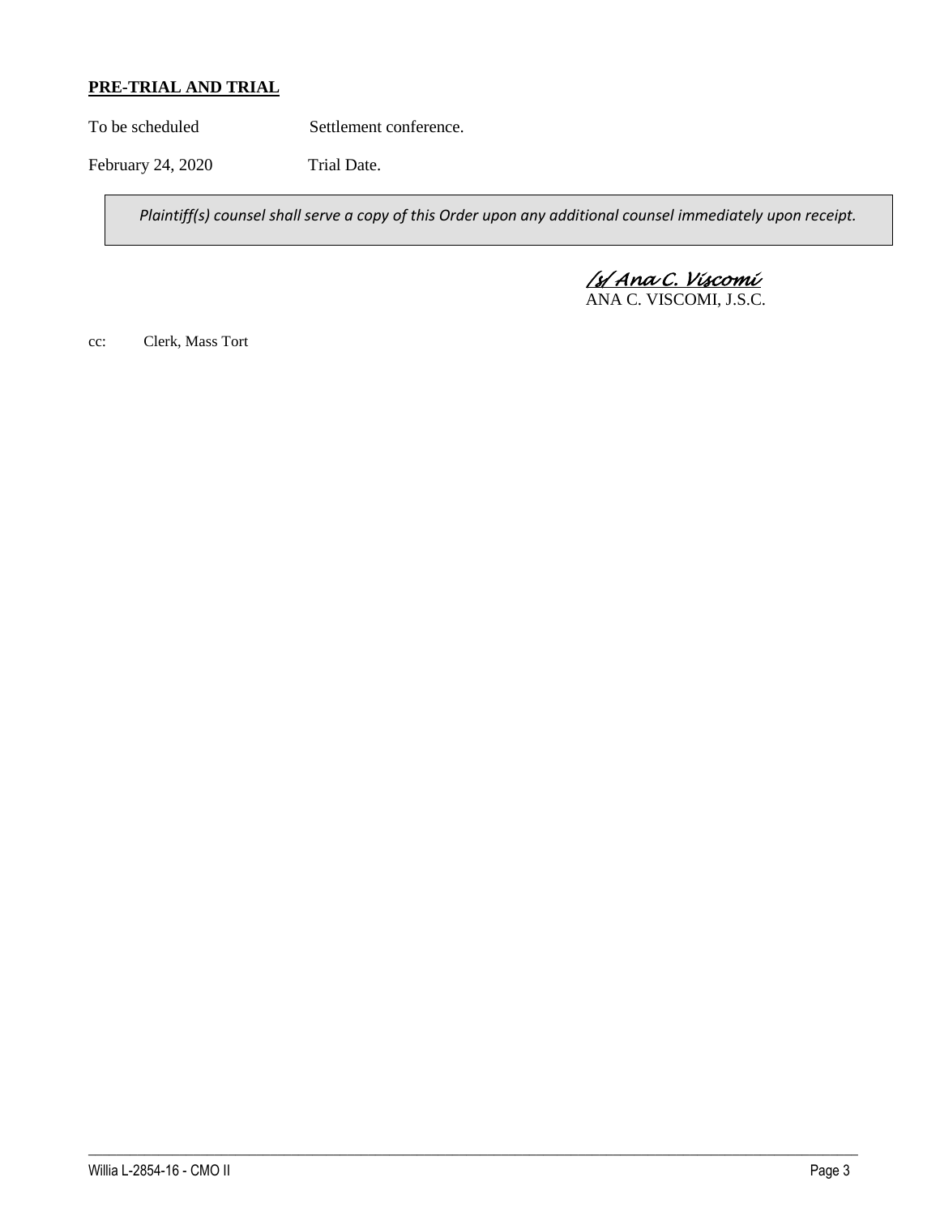**PRE-TRIAL AND TRIAL**

| | |
|---|---|
| To be scheduled | Settlement conference. |
| February 24, 2020 | Trial Date. |

*Plaintiff(s) counsel shall serve a copy of this Order upon any additional counsel immediately upon receipt.*

*/s/ Ana C. Viscomi*
ANA C. VISCOMI, J.S.C.

cc: Clerk, Mass Tort